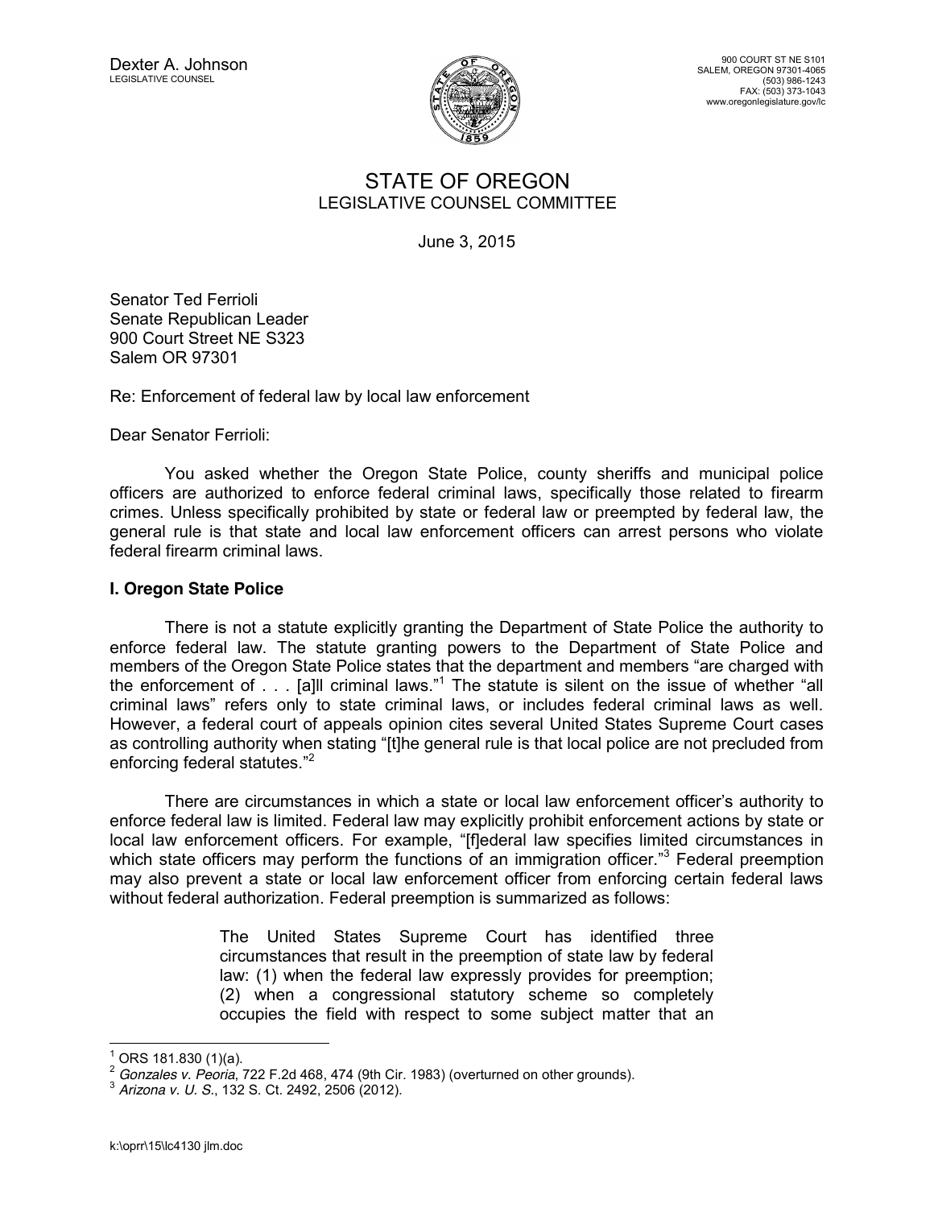Dexter A. Johnson
LEGISLATIVE COUNSEL

900 COURT ST NE S101
SALEM, OREGON 97301-4065
(503) 986-1243
FAX: (503) 373-1043
www.oregonlegislature.gov/lc

# STATE OF OREGON
## LEGISLATIVE COUNSEL COMMITTEE

June 3, 2015

Senator Ted Ferrioli
Senate Republican Leader
900 Court Street NE S323
Salem OR 97301

Re: Enforcement of federal law by local law enforcement

Dear Senator Ferrioli:

You asked whether the Oregon State Police, county sheriffs and municipal police officers are authorized to enforce federal criminal laws, specifically those related to firearm crimes. Unless specifically prohibited by state or federal law or preempted by federal law, the general rule is that state and local law enforcement officers can arrest persons who violate federal firearm criminal laws.

### I. Oregon State Police

There is not a statute explicitly granting the Department of State Police the authority to enforce federal law. The statute granting powers to the Department of State Police and members of the Oregon State Police states that the department and members "are charged with the enforcement of . . . [a]ll criminal laws."[1] The statute is silent on the issue of whether "all criminal laws" refers only to state criminal laws, or includes federal criminal laws as well. However, a federal court of appeals opinion cites several United States Supreme Court cases as controlling authority when stating "[t]he general rule is that local police are not precluded from enforcing federal statutes."[2]

There are circumstances in which a state or local law enforcement officer's authority to enforce federal law is limited. Federal law may explicitly prohibit enforcement actions by state or local law enforcement officers. For example, "[f]ederal law specifies limited circumstances in which state officers may perform the functions of an immigration officer."[3] Federal preemption may also prevent a state or local law enforcement officer from enforcing certain federal laws without federal authorization. Federal preemption is summarized as follows:

> The United States Supreme Court has identified three circumstances that result in the preemption of state law by federal law: (1) when the federal law expressly provides for preemption; (2) when a congressional statutory scheme so completely occupies the field with respect to some subject matter that an

---

[1] ORS 181.830 (1)(a).

[2] *Gonzales v. Peoria*, 722 F.2d 468, 474 (9th Cir. 1983) (overturned on other grounds).

[3] *Arizona v. U. S.*, 132 S. Ct. 2492, 2506 (2012).

k:\oprr\15\lc4130 jlm.doc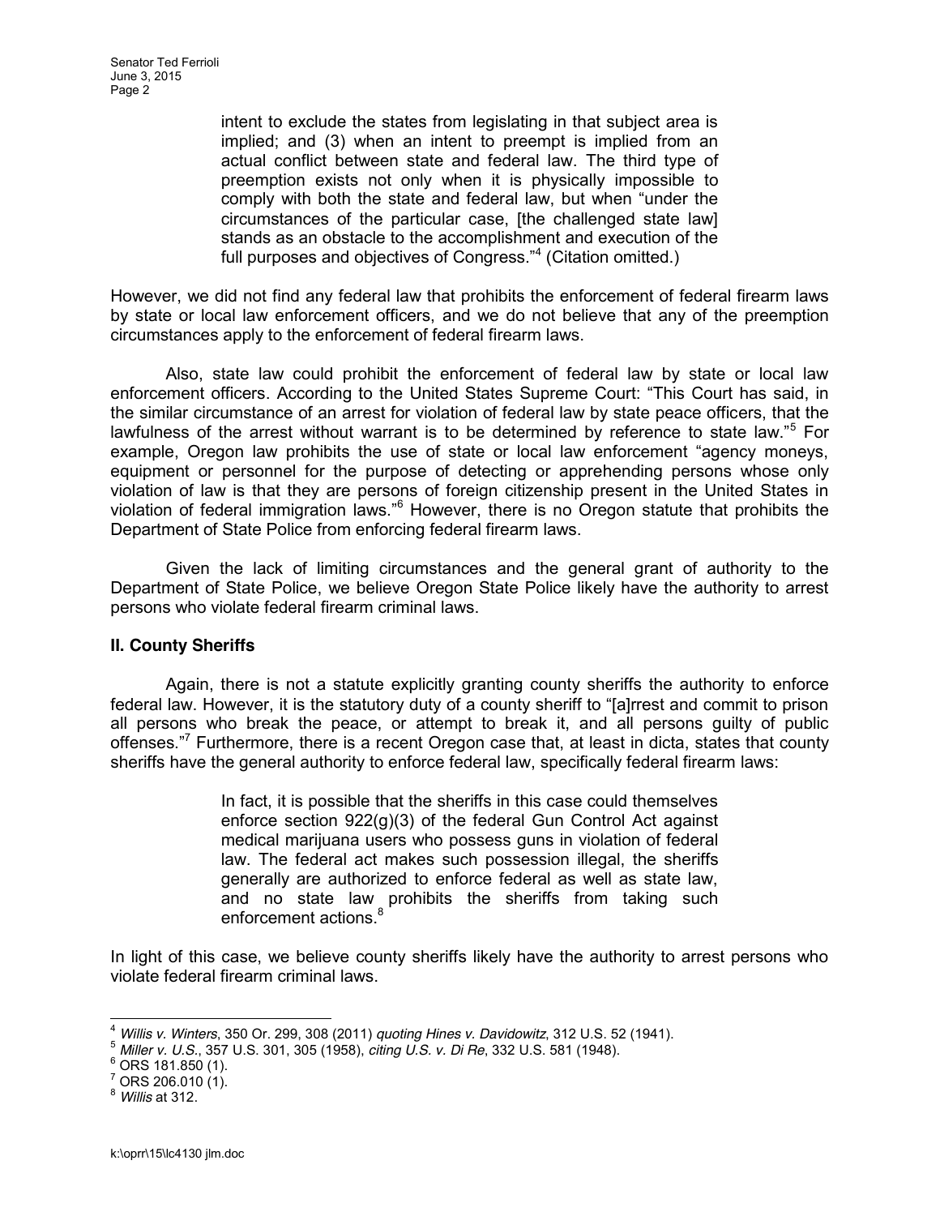> intent to exclude the states from legislating in that subject area is implied; and (3) when an intent to preempt is implied from an actual conflict between state and federal law. The third type of preemption exists not only when it is physically impossible to comply with both the state and federal law, but when "under the circumstances of the particular case, [the challenged state law] stands as an obstacle to the accomplishment and execution of the full purposes and objectives of Congress."[4] (Citation omitted.)

However, we did not find any federal law that prohibits the enforcement of federal firearm laws by state or local law enforcement officers, and we do not believe that any of the preemption circumstances apply to the enforcement of federal firearm laws.

Also, state law could prohibit the enforcement of federal law by state or local law enforcement officers. According to the United States Supreme Court: "This Court has said, in the similar circumstance of an arrest for violation of federal law by state peace officers, that the lawfulness of the arrest without warrant is to be determined by reference to state law."[5] For example, Oregon law prohibits the use of state or local law enforcement "agency moneys, equipment or personnel for the purpose of detecting or apprehending persons whose only violation of law is that they are persons of foreign citizenship present in the United States in violation of federal immigration laws."[6] However, there is no Oregon statute that prohibits the Department of State Police from enforcing federal firearm laws.

Given the lack of limiting circumstances and the general grant of authority to the Department of State Police, we believe Oregon State Police likely have the authority to arrest persons who violate federal firearm criminal laws.

## II. County Sheriffs

Again, there is not a statute explicitly granting county sheriffs the authority to enforce federal law. However, it is the statutory duty of a county sheriff to "[a]rrest and commit to prison all persons who break the peace, or attempt to break it, and all persons guilty of public offenses."[7] Furthermore, there is a recent Oregon case that, at least in dicta, states that county sheriffs have the general authority to enforce federal law, specifically federal firearm laws:

> In fact, it is possible that the sheriffs in this case could themselves enforce section 922(g)(3) of the federal Gun Control Act against medical marijuana users who possess guns in violation of federal law. The federal act makes such possession illegal, the sheriffs generally are authorized to enforce federal as well as state law, and no state law prohibits the sheriffs from taking such enforcement actions.[8]

In light of this case, we believe county sheriffs likely have the authority to arrest persons who violate federal firearm criminal laws.

---

[4] *Willis v. Winters*, 350 Or. 299, 308 (2011) *quoting Hines v. Davidowitz*, 312 U.S. 52 (1941).

[5] *Miller v. U.S.*, 357 U.S. 301, 305 (1958), *citing U.S. v. Di Re*, 332 U.S. 581 (1948).

[6] ORS 181.850 (1).

[7] ORS 206.010 (1).

[8] *Willis* at 312.

k:\oprr\15\lc4130 jlm.doc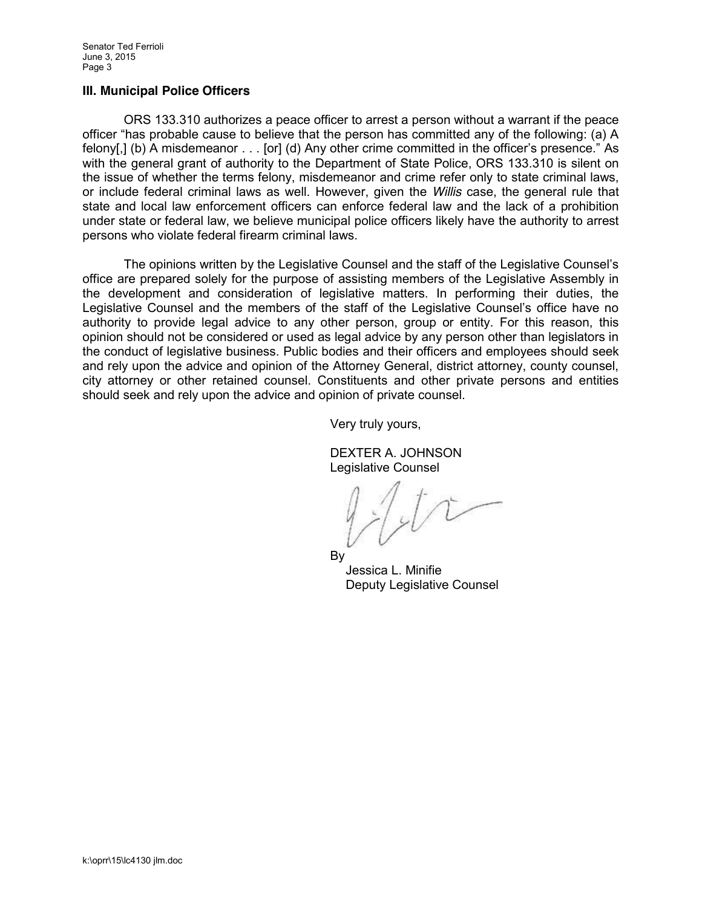### III. Municipal Police Officers

ORS 133.310 authorizes a peace officer to arrest a person without a warrant if the peace officer "has probable cause to believe that the person has committed any of the following: (a) A felony[,] (b) A misdemeanor . . . [or] (d) Any other crime committed in the officer's presence." As with the general grant of authority to the Department of State Police, ORS 133.310 is silent on the issue of whether the terms felony, misdemeanor and crime refer only to state criminal laws, or include federal criminal laws as well. However, given the *Willis* case, the general rule that state and local law enforcement officers can enforce federal law and the lack of a prohibition under state or federal law, we believe municipal police officers likely have the authority to arrest persons who violate federal firearm criminal laws.

The opinions written by the Legislative Counsel and the staff of the Legislative Counsel's office are prepared solely for the purpose of assisting members of the Legislative Assembly in the development and consideration of legislative matters. In performing their duties, the Legislative Counsel and the members of the staff of the Legislative Counsel's office have no authority to provide legal advice to any other person, group or entity. For this reason, this opinion should not be considered or used as legal advice by any person other than legislators in the conduct of legislative business. Public bodies and their officers and employees should seek and rely upon the advice and opinion of the Attorney General, district attorney, county counsel, city attorney or other retained counsel. Constituents and other private persons and entities should seek and rely upon the advice and opinion of private counsel.

Very truly yours,

DEXTER A. JOHNSON
Legislative Counsel

By
Jessica L. Minifie
Deputy Legislative Counsel

k:\oprr\15\lc4130 jlm.doc